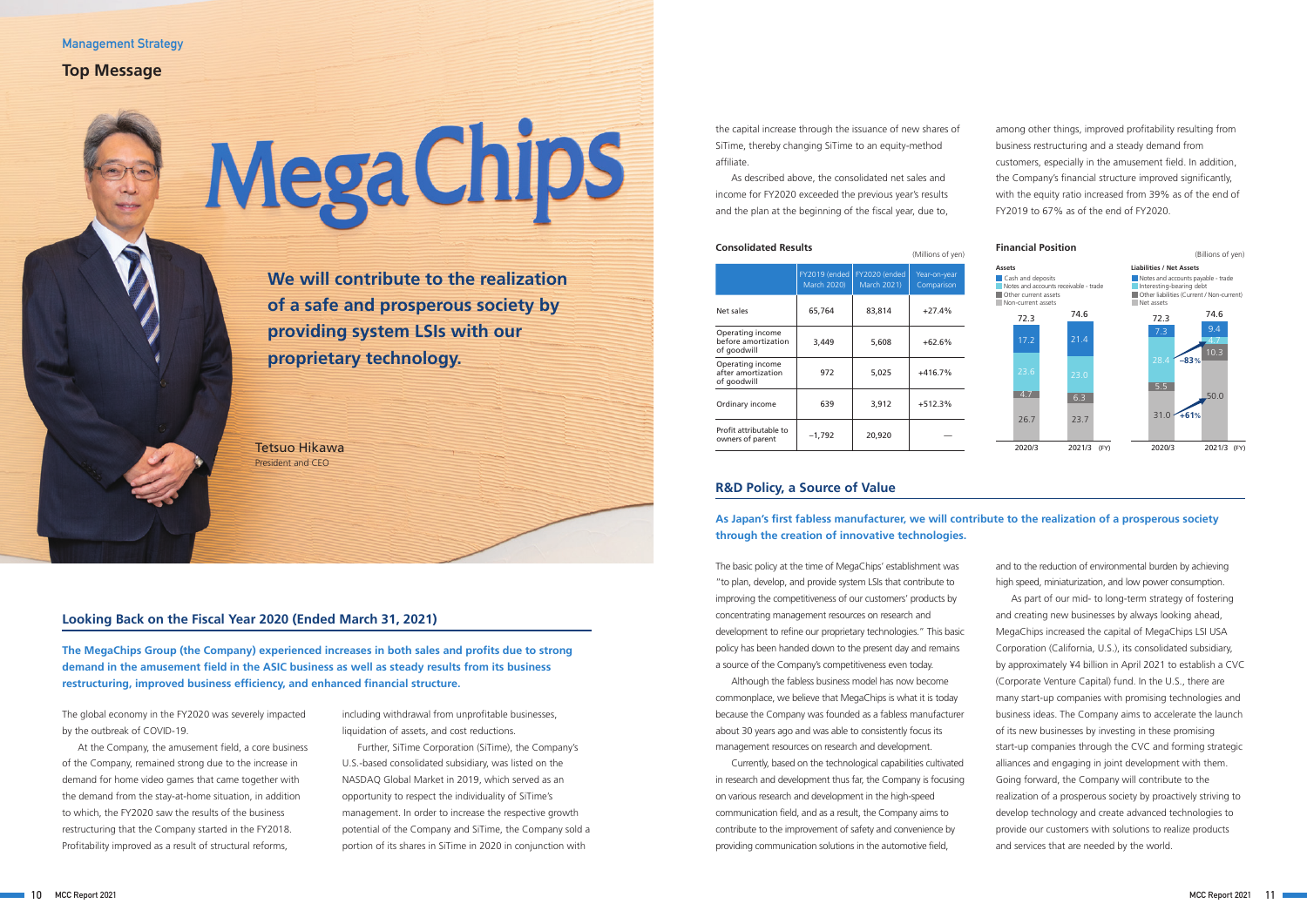Management Strategy

# Top Message

**We will contribute to the realization of a safe and prosperous society by providing system LSIs with our proprietary technology.**

Tetsuo Hikawa
President and CEO

## Looking Back on the Fiscal Year 2020 (Ended March 31, 2021)

**The MegaChips Group (the Company) experienced increases in both sales and profits due to strong demand in the amusement field in the ASIC business as well as steady results from its business restructuring, improved business efficiency, and enhanced financial structure.**

The global economy in the FY2020 was severely impacted by the outbreak of COVID-19.

At the Company, the amusement field, a core business of the Company, remained strong due to the increase in demand for home video games that came together with the demand from the stay-at-home situation, in addition to which, the FY2020 saw the results of the business restructuring that the Company started in the FY2018. Profitability improved as a result of structural reforms, including withdrawal from unprofitable businesses, liquidation of assets, and cost reductions.

Further, SiTime Corporation (SiTime), the Company's U.S.-based consolidated subsidiary, was listed on the NASDAQ Global Market in 2019, which served as an opportunity to respect the individuality of SiTime's management. In order to increase the respective growth potential of the Company and SiTime, the Company sold a portion of its shares in SiTime in 2020 in conjunction with the capital increase through the issuance of new shares of SiTime, thereby changing SiTime to an equity-method affiliate.

As described above, the consolidated net sales and income for FY2020 exceeded the previous year's results and the plan at the beginning of the fiscal year, due to, among other things, improved profitability resulting from business restructuring and a steady demand from customers, especially in the amusement field. In addition, the Company's financial structure improved significantly, with the equity ratio increased from 39% as of the end of FY2019 to 67% as of the end of FY2020.

**Consolidated Results**

(Millions of yen)

| | FY2019 (ended March 2020) | FY2020 (ended March 2021) | Year-on-year Comparison |
|---|---|---|---|
| Net sales | 65,764 | 83,814 | +27.4% |
| Operating income before amortization of goodwill | 3,449 | 5,608 | +62.6% |
| Operating income after amortization of goodwill | 972 | 5,025 | +416.7% |
| Ordinary income | 639 | 3,912 | +512.3% |
| Profit attributable to owners of parent | −1,792 | 20,920 | — |

**Financial Position**

(Billions of yen)

Assets

| | 2020/3 | 2021/3 (FY) |
|---|---|---|
| Cash and deposits | 17.2 | 21.4 |
| Notes and accounts receivable - trade | 23.6 | 23.0 |
| Other current assets | 4.7 | 6.3 |
| Non-current assets | 26.7 | 23.7 |
| Total | 72.3 | 74.6 |

Liabilities / Net Assets

| | 2020/3 | 2021/3 (FY) |
|---|---|---|
| Notes and accounts payable - trade | 7.3 | 9.4 |
| Interesting-bearing debt | 28.4 | 4.7 (−83%) |
| Other liabilities (Current / Non-current) | 5.5 | 10.3 |
| Net assets | 31.0 | 50.0 (+61%) |
| Total | 72.3 | 74.6 |

## R&D Policy, a Source of Value

**As Japan's first fabless manufacturer, we will contribute to the realization of a prosperous society through the creation of innovative technologies.**

The basic policy at the time of MegaChips' establishment was "to plan, develop, and provide system LSIs that contribute to improving the competitiveness of our customers' products by concentrating management resources on research and development to refine our proprietary technologies." This basic policy has been handed down to the present day and remains a source of the Company's competitiveness even today.

Although the fabless business model has now become commonplace, we believe that MegaChips is what it is today because the Company was founded as a fabless manufacturer about 30 years ago and was able to consistently focus its management resources on research and development.

Currently, based on the technological capabilities cultivated in research and development thus far, the Company is focusing on various research and development in the high-speed communication field, and as a result, the Company aims to contribute to the improvement of safety and convenience by providing communication solutions in the automotive field, and to the reduction of environmental burden by achieving high speed, miniaturization, and low power consumption.

As part of our mid- to long-term strategy of fostering and creating new businesses by always looking ahead, MegaChips increased the capital of MegaChips LSI USA Corporation (California, U.S.), its consolidated subsidiary, by approximately ¥4 billion in April 2021 to establish a CVC (Corporate Venture Capital) fund. In the U.S., there are many start-up companies with promising technologies and business ideas. The Company aims to accelerate the launch of its new businesses by investing in these promising start-up companies through the CVC and forming strategic alliances and engaging in joint development with them. Going forward, the Company will contribute to the realization of a prosperous society by proactively striving to develop technology and create advanced technologies to provide our customers with solutions to realize products and services that are needed by the world.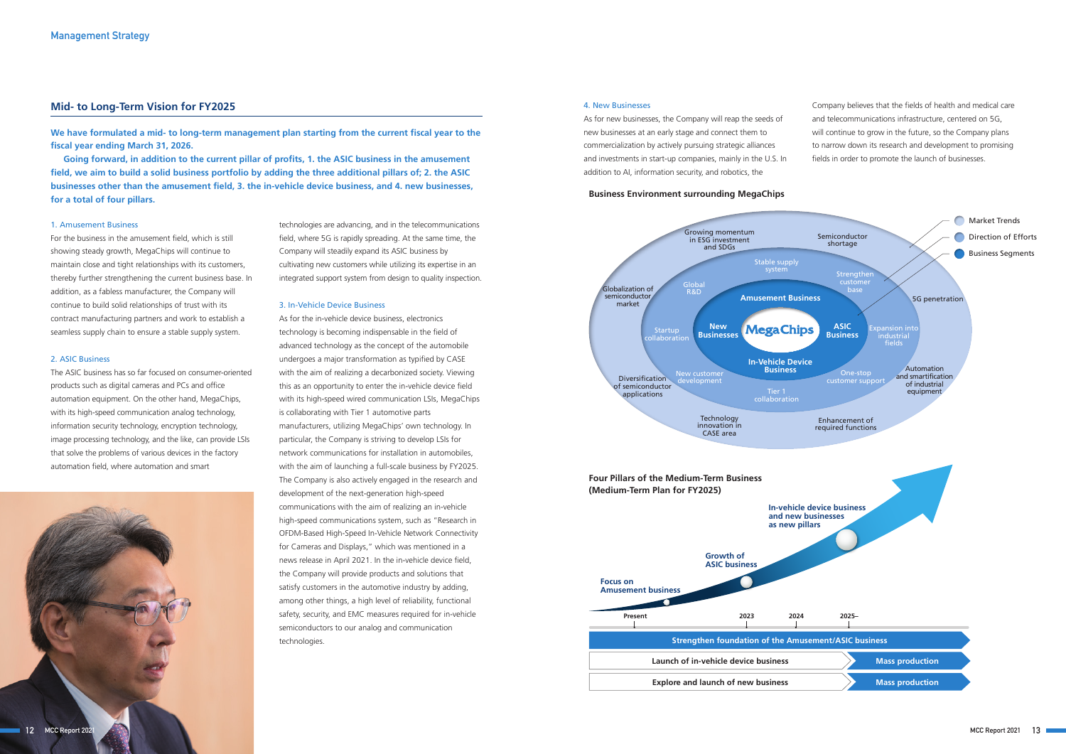## Mid- to Long-Term Vision for FY2025

**We have formulated a mid- to long-term management plan starting from the current fiscal year to the fiscal year ending March 31, 2026.**

**Going forward, in addition to the current pillar of profits, 1. the ASIC business in the amusement field, we aim to build a solid business portfolio by adding the three additional pillars of; 2. the ASIC businesses other than the amusement field, 3. the in-vehicle device business, and 4. new businesses, for a total of four pillars.**

### 1. Amusement Business

For the business in the amusement field, which is still showing steady growth, MegaChips will continue to maintain close and tight relationships with its customers, thereby further strengthening the current business base. In addition, as a fabless manufacturer, the Company will continue to build solid relationships of trust with its contract manufacturing partners and work to establish a seamless supply chain to ensure a stable supply system.

### 2. ASIC Business

The ASIC business has so far focused on consumer-oriented products such as digital cameras and PCs and office automation equipment. On the other hand, MegaChips, with its high-speed communication analog technology, information security technology, encryption technology, image processing technology, and the like, can provide LSIs that solve the problems of various devices in the factory automation field, where automation and smart technologies are advancing, and in the telecommunications field, where 5G is rapidly spreading. At the same time, the Company will steadily expand its ASIC business by cultivating new customers while utilizing its expertise in an integrated support system from design to quality inspection.

### 3. In-Vehicle Device Business

As for the in-vehicle device business, electronics technology is becoming indispensable in the field of advanced technology as the concept of the automobile undergoes a major transformation as typified by CASE with the aim of realizing a decarbonized society. Viewing this as an opportunity to enter the in-vehicle device field with its high-speed wired communication LSIs, MegaChips is collaborating with Tier 1 automotive parts manufacturers, utilizing MegaChips' own technology. In particular, the Company is striving to develop LSIs for network communications for installation in automobiles, with the aim of launching a full-scale business by FY2025. The Company is also actively engaged in the research and development of the next-generation high-speed communications with the aim of realizing an in-vehicle high-speed communications system, such as "Research in OFDM-Based High-Speed In-Vehicle Network Connectivity for Cameras and Displays," which was mentioned in a news release in April 2021. In the in-vehicle device field, the Company will provide products and solutions that satisfy customers in the automotive industry by adding, among other things, a high level of reliability, functional safety, security, and EMC measures required for in-vehicle semiconductors to our analog and communication technologies.

### 4. New Businesses

As for new businesses, the Company will reap the seeds of new businesses at an early stage and connect them to commercialization by actively pursuing strategic alliances and investments in start-up companies, mainly in the U.S. In addition to AI, information security, and robotics, the Company believes that the fields of health and medical care and telecommunications infrastructure, centered on 5G, will continue to grow in the future, so the Company plans to narrow down its research and development to promising fields in order to promote the launch of businesses.

### Business Environment surrounding MegaChips

Legend: Market Trends / Direction of Efforts / Business Segments

- Market Trends: Growing momentum in ESG investment and SDGs; Semiconductor shortage; 5G penetration; Automation and smartification of industrial equipment; Enhancement of required functions; Technology innovation in CASE area; Diversification of semiconductor applications; Globalization of semiconductor market
- Direction of Efforts: Stable supply system; Strengthen customer base; Expansion into industrial fields; One-stop customer support; Tier 1 collaboration; New customer development; Startup collaboration; Global R&D
- Business Segments: Amusement Business; ASIC Business; In-Vehicle Device Business; New Businesses (around MegaChips)

### Four Pillars of the Medium-Term Business (Medium-Term Plan for FY2025)

- Present: Focus on Amusement business
- 2023: Growth of ASIC business
- 2024–2025–: In-vehicle device business and new businesses as new pillars

| Strengthen foundation of the Amusement/ASIC business | |
|---|---|
| Launch of in-vehicle device business | Mass production |
| Explore and launch of new business | Mass production |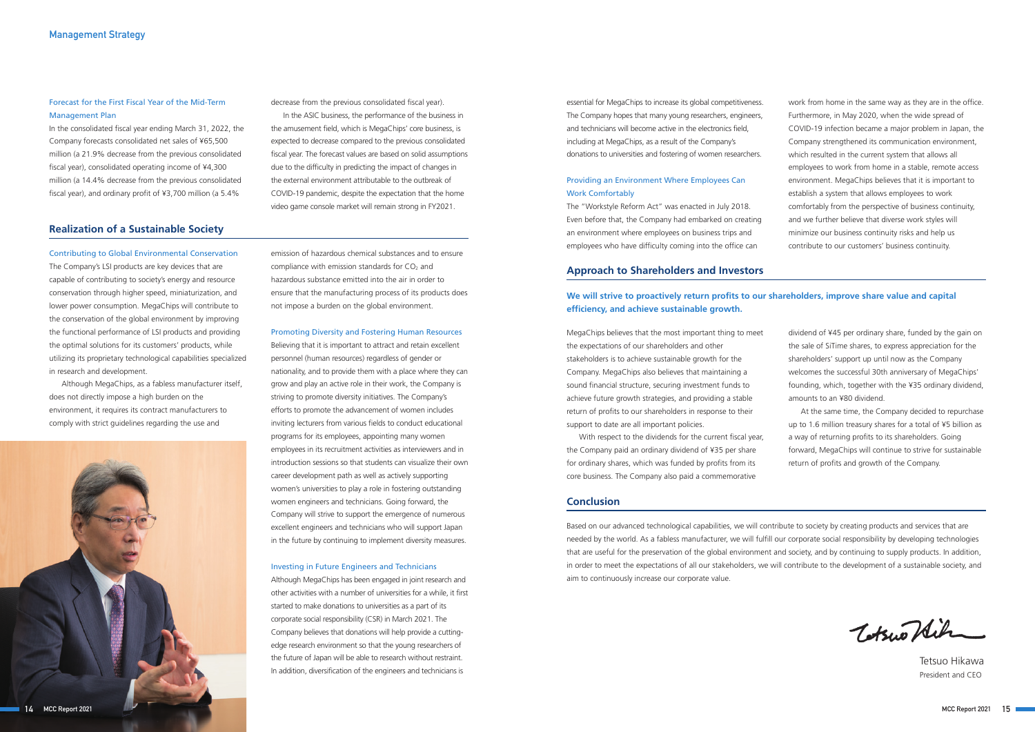### Forecast for the First Fiscal Year of the Mid-Term Management Plan

In the consolidated fiscal year ending March 31, 2022, the Company forecasts consolidated net sales of ¥65,500 million (a 21.9% decrease from the previous consolidated fiscal year), consolidated operating income of ¥4,300 million (a 14.4% decrease from the previous consolidated fiscal year), and ordinary profit of ¥3,700 million (a 5.4% decrease from the previous consolidated fiscal year).

In the ASIC business, the performance of the business in the amusement field, which is MegaChips' core business, is expected to decrease compared to the previous consolidated fiscal year. The forecast values are based on solid assumptions due to the difficulty in predicting the impact of changes in the external environment attributable to the outbreak of COVID-19 pandemic, despite the expectation that the home video game console market will remain strong in FY2021.

## Realization of a Sustainable Society

### Contributing to Global Environmental Conservation

The Company's LSI products are key devices that are capable of contributing to society's energy and resource conservation through higher speed, miniaturization, and lower power consumption. MegaChips will contribute to the conservation of the global environment by improving the functional performance of LSI products and providing the optimal solutions for its customers' products, while utilizing its proprietary technological capabilities specialized in research and development.

Although MegaChips, as a fabless manufacturer itself, does not directly impose a high burden on the environment, it requires its contract manufacturers to comply with strict guidelines regarding the use and emission of hazardous chemical substances and to ensure compliance with emission standards for $CO_2$ and hazardous substance emitted into the air in order to ensure that the manufacturing process of its products does not impose a burden on the global environment.

### Promoting Diversity and Fostering Human Resources

Believing that it is important to attract and retain excellent personnel (human resources) regardless of gender or nationality, and to provide them with a place where they can grow and play an active role in their work, the Company is striving to promote diversity initiatives. The Company's efforts to promote the advancement of women includes inviting lecturers from various fields to conduct educational programs for its employees, appointing many women employees in its recruitment activities as interviewers and in introduction sessions so that students can visualize their own career development path as well as actively supporting women's universities to play a role in fostering outstanding women engineers and technicians. Going forward, the Company will strive to support the emergence of numerous excellent engineers and technicians who will support Japan in the future by continuing to implement diversity measures.

### Investing in Future Engineers and Technicians

Although MegaChips has been engaged in joint research and other activities with a number of universities for a while, it first started to make donations to universities as a part of its corporate social responsibility (CSR) in March 2021. The Company believes that donations will help provide a cutting-edge research environment so that the young researchers of the future of Japan will be able to research without restraint. In addition, diversification of the engineers and technicians is essential for MegaChips to increase its global competitiveness. The Company hopes that many young researchers, engineers, and technicians will become active in the electronics field, including at MegaChips, as a result of the Company's donations to universities and fostering of women researchers.

### Providing an Environment Where Employees Can Work Comfortably

The "Workstyle Reform Act" was enacted in July 2018. Even before that, the Company had embarked on creating an environment where employees on business trips and employees who have difficulty coming into the office can work from home in the same way as they are in the office. Furthermore, in May 2020, when the wide spread of COVID-19 infection became a major problem in Japan, the Company strengthened its communication environment, which resulted in the current system that allows all employees to work from home in a stable, remote access environment. MegaChips believes that it is important to establish a system that allows employees to work comfortably from the perspective of business continuity, and we further believe that diverse work styles will minimize our business continuity risks and help us contribute to our customers' business continuity.

## Approach to Shareholders and Investors

**We will strive to proactively return profits to our shareholders, improve share value and capital efficiency, and achieve sustainable growth.**

MegaChips believes that the most important thing to meet the expectations of our shareholders and other stakeholders is to achieve sustainable growth for the Company. MegaChips also believes that maintaining a sound financial structure, securing investment funds to achieve future growth strategies, and providing a stable return of profits to our shareholders in response to their support to date are all important policies.

With respect to the dividends for the current fiscal year, the Company paid an ordinary dividend of ¥35 per share for ordinary shares, which was funded by profits from its core business. The Company also paid a commemorative dividend of ¥45 per ordinary share, funded by the gain on the sale of SiTime shares, to express appreciation for the shareholders' support up until now as the Company welcomes the successful 30th anniversary of MegaChips' founding, which, together with the ¥35 ordinary dividend, amounts to an ¥80 dividend.

At the same time, the Company decided to repurchase up to 1.6 million treasury shares for a total of ¥5 billion as a way of returning profits to its shareholders. Going forward, MegaChips will continue to strive for sustainable return of profits and growth of the Company.

## Conclusion

Based on our advanced technological capabilities, we will contribute to society by creating products and services that are needed by the world. As a fabless manufacturer, we will fulfill our corporate social responsibility by developing technologies that are useful for the preservation of the global environment and society, and by continuing to supply products. In addition, in order to meet the expectations of all our stakeholders, we will contribute to the development of a sustainable society, and aim to continuously increase our corporate value.

Tetsuo Hikawa
President and CEO